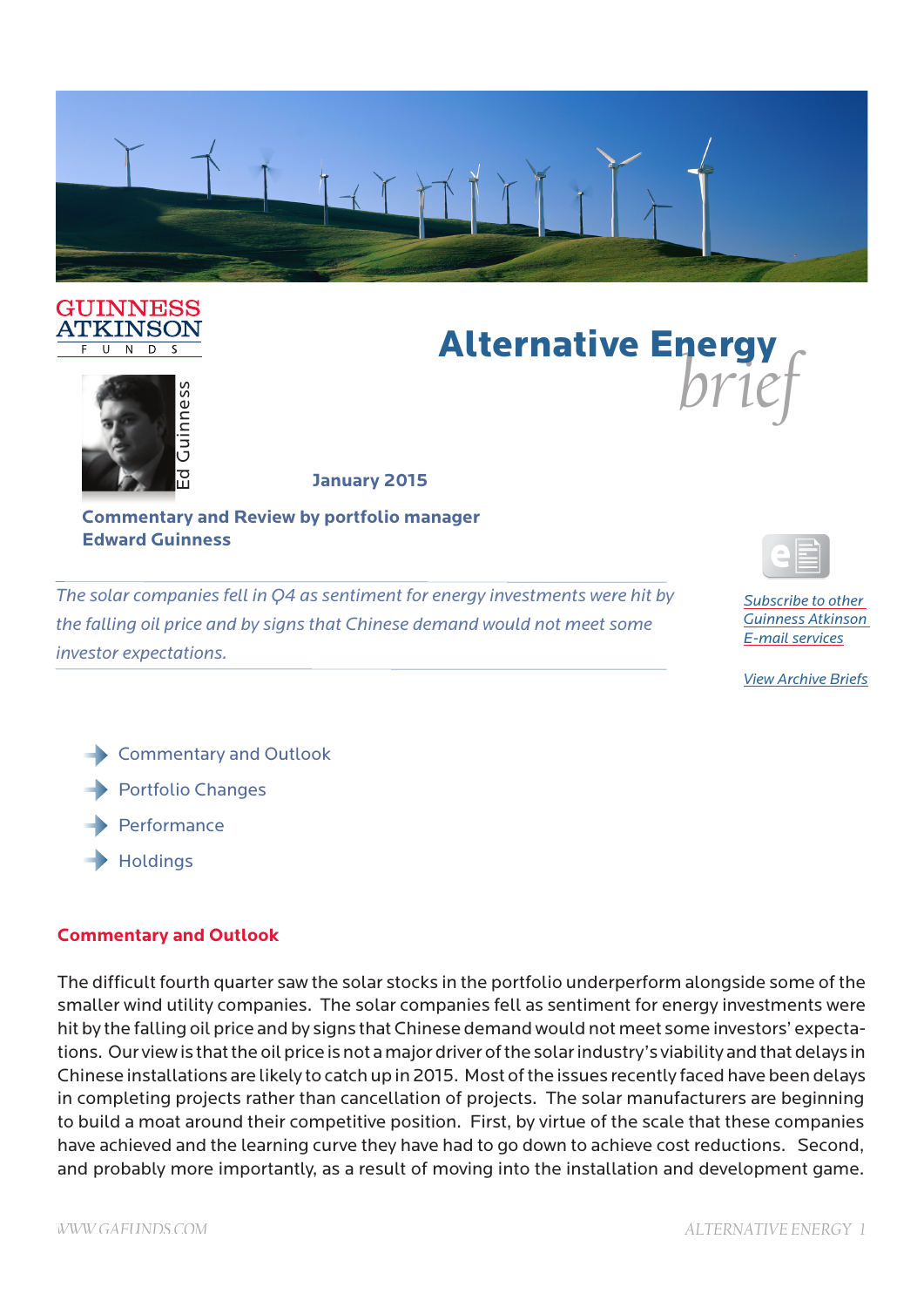GUINNESS ATKINSON FUNDS

# Alternative Energy brief

Ed Guinness

**January 2015**

**Commentary and Review by portfolio manager Edward Guinness**

*The solar companies fell in Q4 as sentiment for energy investments were hit by the falling oil price and by signs that Chinese demand would not meet some investor expectations.*

*Subscribe to other Guinness Atkinson E-mail services*

*View Archive Briefs*

- Commentary and Outlook
- Portfolio Changes
- Performance
- Holdings

## Commentary and Outlook

The difficult fourth quarter saw the solar stocks in the portfolio underperform alongside some of the smaller wind utility companies. The solar companies fell as sentiment for energy investments were hit by the falling oil price and by signs that Chinese demand would not meet some investors' expectations. Our view is that the oil price is not a major driver of the solar industry's viability and that delays in Chinese installations are likely to catch up in 2015. Most of the issues recently faced have been delays in completing projects rather than cancellation of projects. The solar manufacturers are beginning to build a moat around their competitive position. First, by virtue of the scale that these companies have achieved and the learning curve they have had to go down to achieve cost reductions. Second, and probably more importantly, as a result of moving into the installation and development game.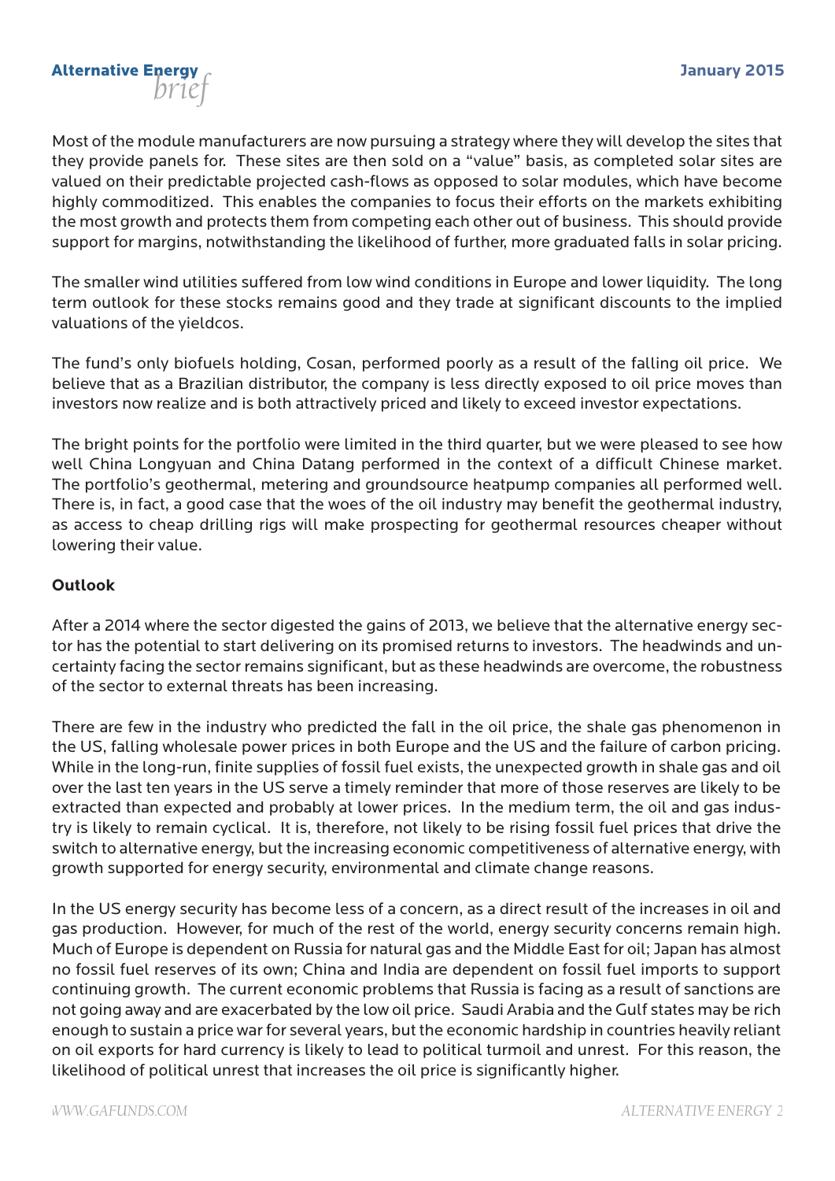Most of the module manufacturers are now pursuing a strategy where they will develop the sites that they provide panels for. These sites are then sold on a "value" basis, as completed solar sites are valued on their predictable projected cash-flows as opposed to solar modules, which have become highly commoditized. This enables the companies to focus their efforts on the markets exhibiting the most growth and protects them from competing each other out of business. This should provide support for margins, notwithstanding the likelihood of further, more graduated falls in solar pricing.

The smaller wind utilities suffered from low wind conditions in Europe and lower liquidity. The long term outlook for these stocks remains good and they trade at significant discounts to the implied valuations of the yieldcos.

The fund's only biofuels holding, Cosan, performed poorly as a result of the falling oil price. We believe that as a Brazilian distributor, the company is less directly exposed to oil price moves than investors now realize and is both attractively priced and likely to exceed investor expectations.

The bright points for the portfolio were limited in the third quarter, but we were pleased to see how well China Longyuan and China Datang performed in the context of a difficult Chinese market. The portfolio's geothermal, metering and groundsource heatpump companies all performed well. There is, in fact, a good case that the woes of the oil industry may benefit the geothermal industry, as access to cheap drilling rigs will make prospecting for geothermal resources cheaper without lowering their value.

**Outlook**

After a 2014 where the sector digested the gains of 2013, we believe that the alternative energy sector has the potential to start delivering on its promised returns to investors. The headwinds and uncertainty facing the sector remains significant, but as these headwinds are overcome, the robustness of the sector to external threats has been increasing.

There are few in the industry who predicted the fall in the oil price, the shale gas phenomenon in the US, falling wholesale power prices in both Europe and the US and the failure of carbon pricing. While in the long-run, finite supplies of fossil fuel exists, the unexpected growth in shale gas and oil over the last ten years in the US serve a timely reminder that more of those reserves are likely to be extracted than expected and probably at lower prices. In the medium term, the oil and gas industry is likely to remain cyclical. It is, therefore, not likely to be rising fossil fuel prices that drive the switch to alternative energy, but the increasing economic competitiveness of alternative energy, with growth supported for energy security, environmental and climate change reasons.

In the US energy security has become less of a concern, as a direct result of the increases in oil and gas production. However, for much of the rest of the world, energy security concerns remain high. Much of Europe is dependent on Russia for natural gas and the Middle East for oil; Japan has almost no fossil fuel reserves of its own; China and India are dependent on fossil fuel imports to support continuing growth. The current economic problems that Russia is facing as a result of sanctions are not going away and are exacerbated by the low oil price. Saudi Arabia and the Gulf states may be rich enough to sustain a price war for several years, but the economic hardship in countries heavily reliant on oil exports for hard currency is likely to lead to political turmoil and unrest. For this reason, the likelihood of political unrest that increases the oil price is significantly higher.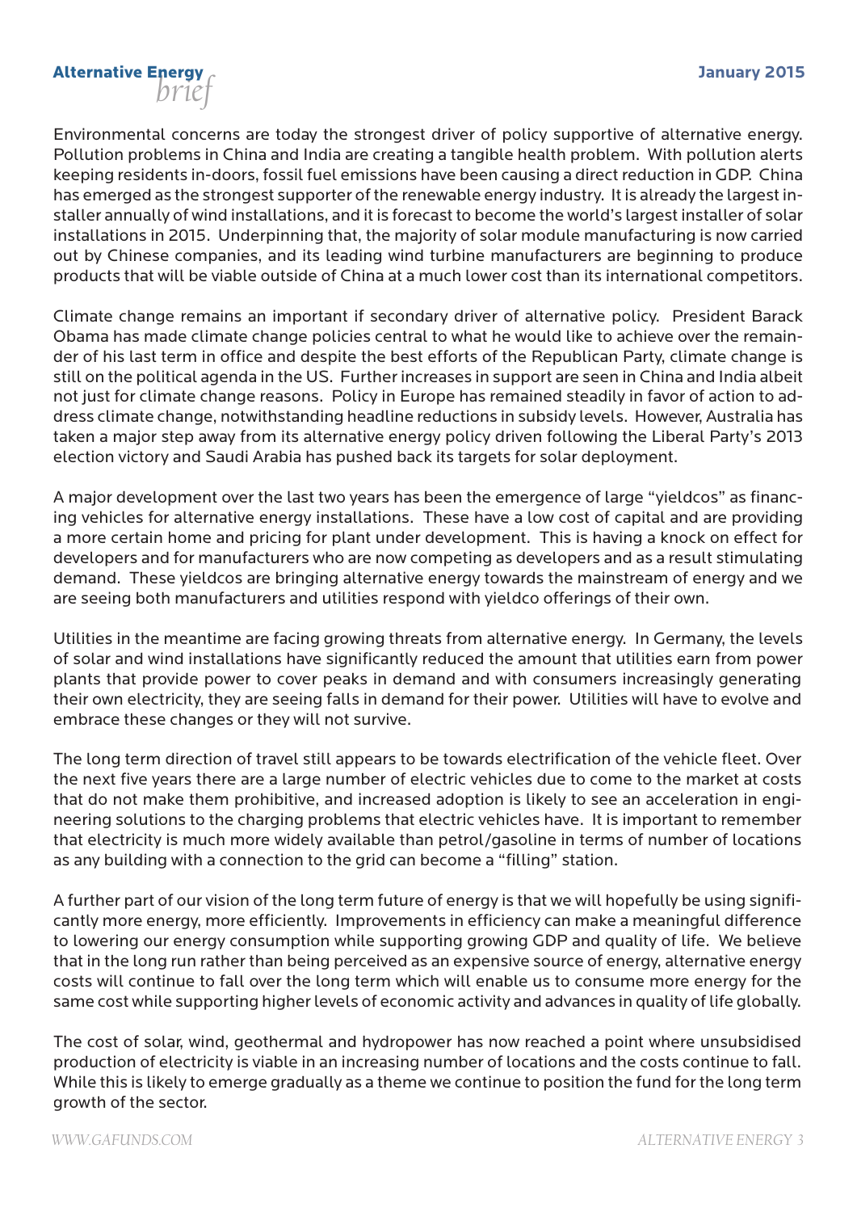Environmental concerns are today the strongest driver of policy supportive of alternative energy. Pollution problems in China and India are creating a tangible health problem. With pollution alerts keeping residents in-doors, fossil fuel emissions have been causing a direct reduction in GDP. China has emerged as the strongest supporter of the renewable energy industry. It is already the largest installer annually of wind installations, and it is forecast to become the world's largest installer of solar installations in 2015. Underpinning that, the majority of solar module manufacturing is now carried out by Chinese companies, and its leading wind turbine manufacturers are beginning to produce products that will be viable outside of China at a much lower cost than its international competitors.

Climate change remains an important if secondary driver of alternative policy. President Barack Obama has made climate change policies central to what he would like to achieve over the remainder of his last term in office and despite the best efforts of the Republican Party, climate change is still on the political agenda in the US. Further increases in support are seen in China and India albeit not just for climate change reasons. Policy in Europe has remained steadily in favor of action to address climate change, notwithstanding headline reductions in subsidy levels. However, Australia has taken a major step away from its alternative energy policy driven following the Liberal Party's 2013 election victory and Saudi Arabia has pushed back its targets for solar deployment.

A major development over the last two years has been the emergence of large "yieldcos" as financing vehicles for alternative energy installations. These have a low cost of capital and are providing a more certain home and pricing for plant under development. This is having a knock on effect for developers and for manufacturers who are now competing as developers and as a result stimulating demand. These yieldcos are bringing alternative energy towards the mainstream of energy and we are seeing both manufacturers and utilities respond with yieldco offerings of their own.

Utilities in the meantime are facing growing threats from alternative energy. In Germany, the levels of solar and wind installations have significantly reduced the amount that utilities earn from power plants that provide power to cover peaks in demand and with consumers increasingly generating their own electricity, they are seeing falls in demand for their power. Utilities will have to evolve and embrace these changes or they will not survive.

The long term direction of travel still appears to be towards electrification of the vehicle fleet. Over the next five years there are a large number of electric vehicles due to come to the market at costs that do not make them prohibitive, and increased adoption is likely to see an acceleration in engineering solutions to the charging problems that electric vehicles have. It is important to remember that electricity is much more widely available than petrol/gasoline in terms of number of locations as any building with a connection to the grid can become a "filling" station.

A further part of our vision of the long term future of energy is that we will hopefully be using significantly more energy, more efficiently. Improvements in efficiency can make a meaningful difference to lowering our energy consumption while supporting growing GDP and quality of life. We believe that in the long run rather than being perceived as an expensive source of energy, alternative energy costs will continue to fall over the long term which will enable us to consume more energy for the same cost while supporting higher levels of economic activity and advances in quality of life globally.

The cost of solar, wind, geothermal and hydropower has now reached a point where unsubsidised production of electricity is viable in an increasing number of locations and the costs continue to fall. While this is likely to emerge gradually as a theme we continue to position the fund for the long term growth of the sector.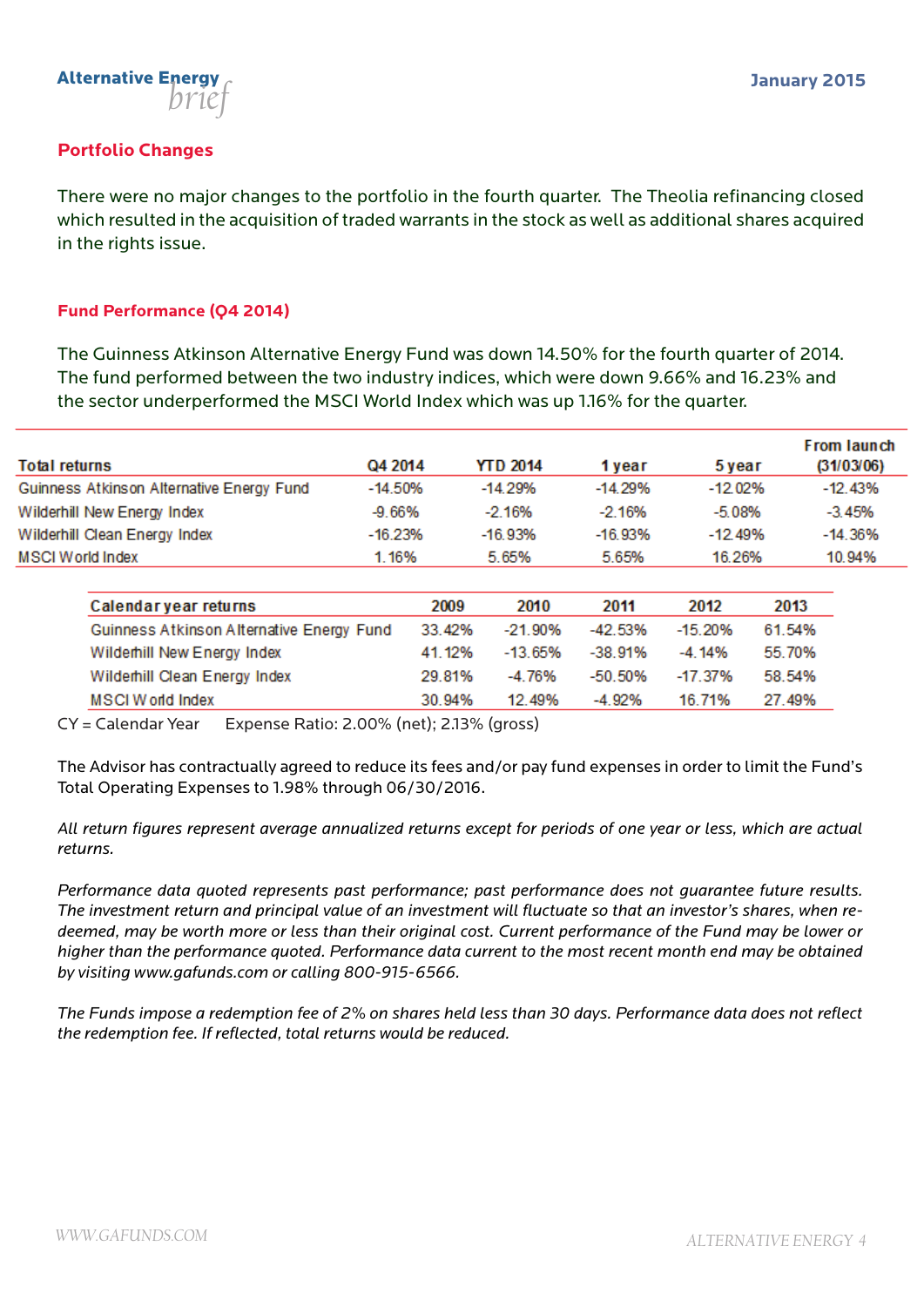## Portfolio Changes

There were no major changes to the portfolio in the fourth quarter. The Theolia refinancing closed which resulted in the acquisition of traded warrants in the stock as well as additional shares acquired in the rights issue.

## Fund Performance (Q4 2014)

The Guinness Atkinson Alternative Energy Fund was down 14.50% for the fourth quarter of 2014. The fund performed between the two industry indices, which were down 9.66% and 16.23% and the sector underperformed the MSCI World Index which was up 1.16% for the quarter.

| Total returns | Q4 2014 | YTD 2014 | 1 year | 5 year | From launch (31/03/06) |
|---|---|---|---|---|---|
| Guinness Atkinson Alternative Energy Fund | -14.50% | -14.29% | -14.29% | -12.02% | -12.43% |
| Wilderhill New Energy Index | -9.66% | -2.16% | -2.16% | -5.08% | -3.45% |
| Wilderhill Clean Energy Index | -16.23% | -16.93% | -16.93% | -12.49% | -14.36% |
| MSCI World Index | 1.16% | 5.65% | 5.65% | 16.26% | 10.94% |

| Calendar year returns | 2009 | 2010 | 2011 | 2012 | 2013 |
|---|---|---|---|---|---|
| Guinness Atkinson Alternative Energy Fund | 33.42% | -21.90% | -42.53% | -15.20% | 61.54% |
| Wilderhill New Energy Index | 41.12% | -13.65% | -38.91% | -4.14% | 55.70% |
| Wilderhill Clean Energy Index | 29.81% | -4.76% | -50.50% | -17.37% | 58.54% |
| MSCI World Index | 30.94% | 12.49% | -4.92% | 16.71% | 27.49% |

CY = Calendar Year    Expense Ratio: 2.00% (net); 2.13% (gross)

The Advisor has contractually agreed to reduce its fees and/or pay fund expenses in order to limit the Fund's Total Operating Expenses to 1.98% through 06/30/2016.

*All return figures represent average annualized returns except for periods of one year or less, which are actual returns.*

*Performance data quoted represents past performance; past performance does not guarantee future results. The investment return and principal value of an investment will fluctuate so that an investor's shares, when redeemed, may be worth more or less than their original cost. Current performance of the Fund may be lower or higher than the performance quoted. Performance data current to the most recent month end may be obtained by visiting www.gafunds.com or calling 800-915-6566.*

*The Funds impose a redemption fee of 2% on shares held less than 30 days. Performance data does not reflect the redemption fee. If reflected, total returns would be reduced.*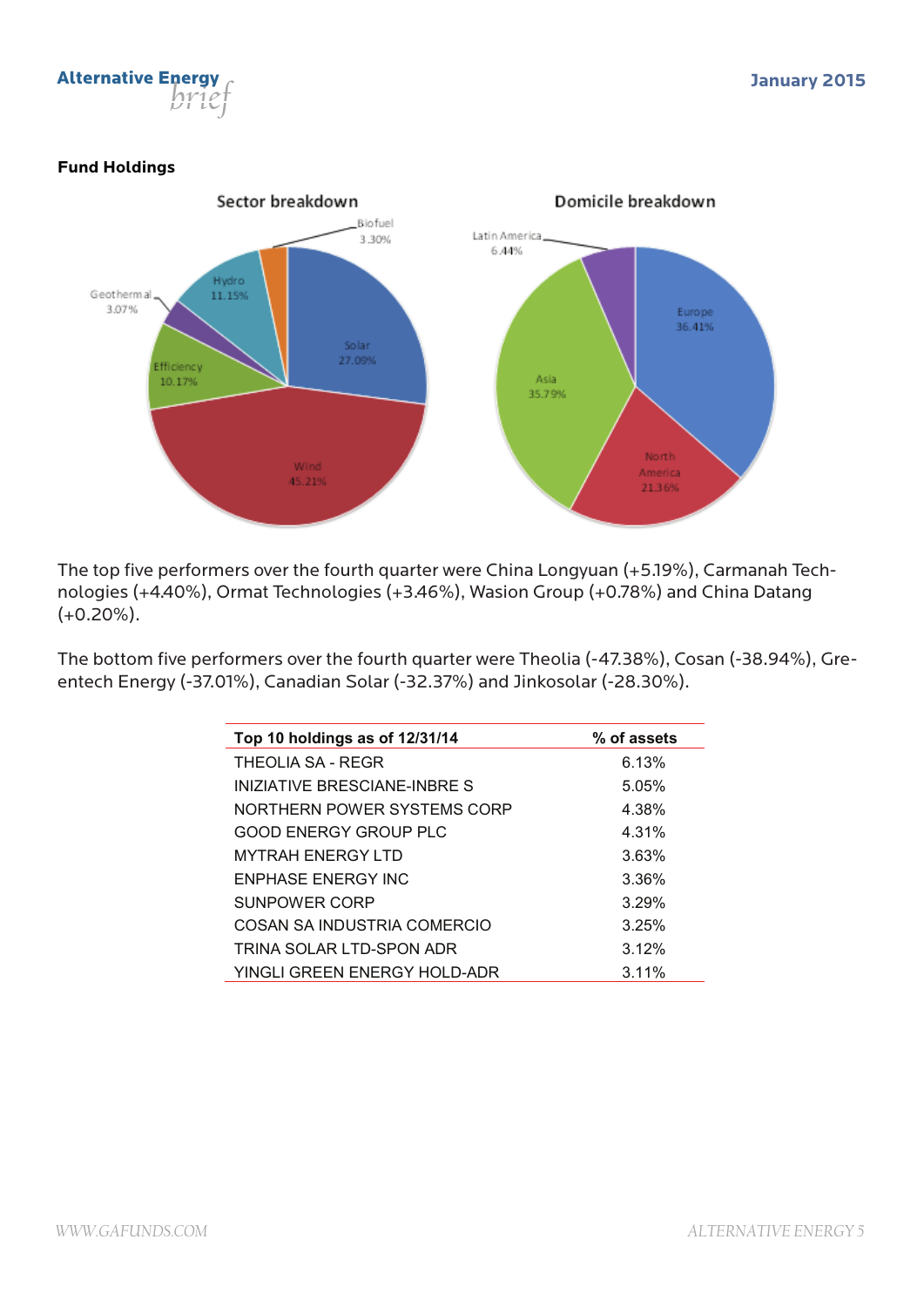**Fund Holdings**

Sector breakdown

Solar 27.09%
Wind 45.21%
Efficiency 10.17%
Geothermal 3.07%
Hydro 11.15%
Biofuel 3.30%

Domicile breakdown

Europe 36.41%
North America 21.36%
Asia 35.79%
Latin America 6.44%

The top five performers over the fourth quarter were China Longyuan (+5.19%), Carmanah Technologies (+4.40%), Ormat Technologies (+3.46%), Wasion Group (+0.78%) and China Datang (+0.20%).

The bottom five performers over the fourth quarter were Theolia (-47.38%), Cosan (-38.94%), Greentech Energy (-37.01%), Canadian Solar (-32.37%) and Jinkosolar (-28.30%).

| Top 10 holdings as of 12/31/14 | % of assets |
|---|---|
| THEOLIA SA - REGR | 6.13% |
| INIZIATIVE BRESCIANE-INBRE S | 5.05% |
| NORTHERN POWER SYSTEMS CORP | 4.38% |
| GOOD ENERGY GROUP PLC | 4.31% |
| MYTRAH ENERGY LTD | 3.63% |
| ENPHASE ENERGY INC | 3.36% |
| SUNPOWER CORP | 3.29% |
| COSAN SA INDUSTRIA COMERCIO | 3.25% |
| TRINA SOLAR LTD-SPON ADR | 3.12% |
| YINGLI GREEN ENERGY HOLD-ADR | 3.11% |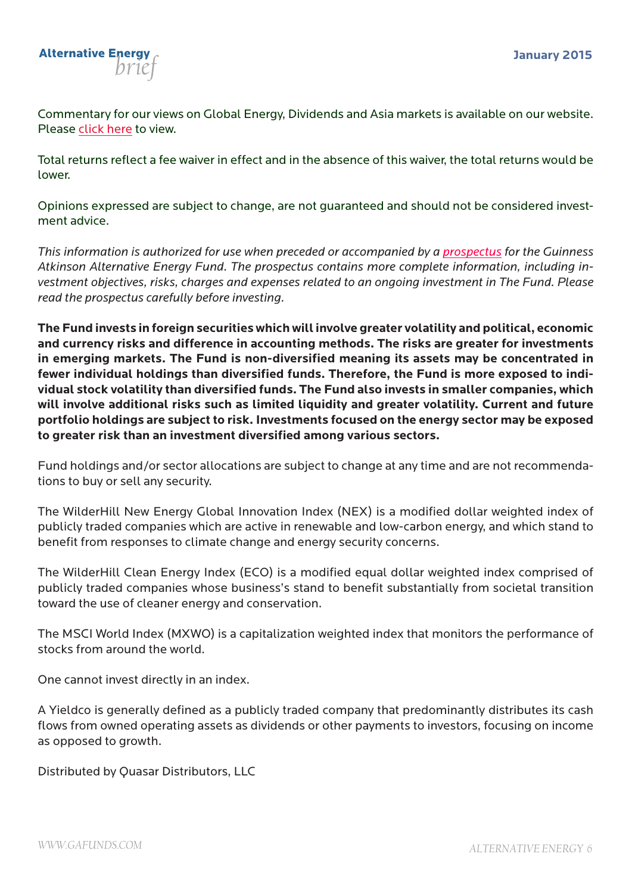Commentary for our views on Global Energy, Dividends and Asia markets is available on our website. Please click here to view.

Total returns reflect a fee waiver in effect and in the absence of this waiver, the total returns would be lower.

Opinions expressed are subject to change, are not guaranteed and should not be considered investment advice.

*This information is authorized for use when preceded or accompanied by a prospectus for the Guinness Atkinson Alternative Energy Fund. The prospectus contains more complete information, including investment objectives, risks, charges and expenses related to an ongoing investment in The Fund. Please read the prospectus carefully before investing.*

**The Fund invests in foreign securities which will involve greater volatility and political, economic and currency risks and difference in accounting methods. The risks are greater for investments in emerging markets. The Fund is non-diversified meaning its assets may be concentrated in fewer individual holdings than diversified funds. Therefore, the Fund is more exposed to individual stock volatility than diversified funds. The Fund also invests in smaller companies, which will involve additional risks such as limited liquidity and greater volatility. Current and future portfolio holdings are subject to risk. Investments focused on the energy sector may be exposed to greater risk than an investment diversified among various sectors.**

Fund holdings and/or sector allocations are subject to change at any time and are not recommendations to buy or sell any security.

The WilderHill New Energy Global Innovation Index (NEX) is a modified dollar weighted index of publicly traded companies which are active in renewable and low-carbon energy, and which stand to benefit from responses to climate change and energy security concerns.

The WilderHill Clean Energy Index (ECO) is a modified equal dollar weighted index comprised of publicly traded companies whose business's stand to benefit substantially from societal transition toward the use of cleaner energy and conservation.

The MSCI World Index (MXWO) is a capitalization weighted index that monitors the performance of stocks from around the world.

One cannot invest directly in an index.

A Yieldco is generally defined as a publicly traded company that predominantly distributes its cash flows from owned operating assets as dividends or other payments to investors, focusing on income as opposed to growth.

Distributed by Quasar Distributors, LLC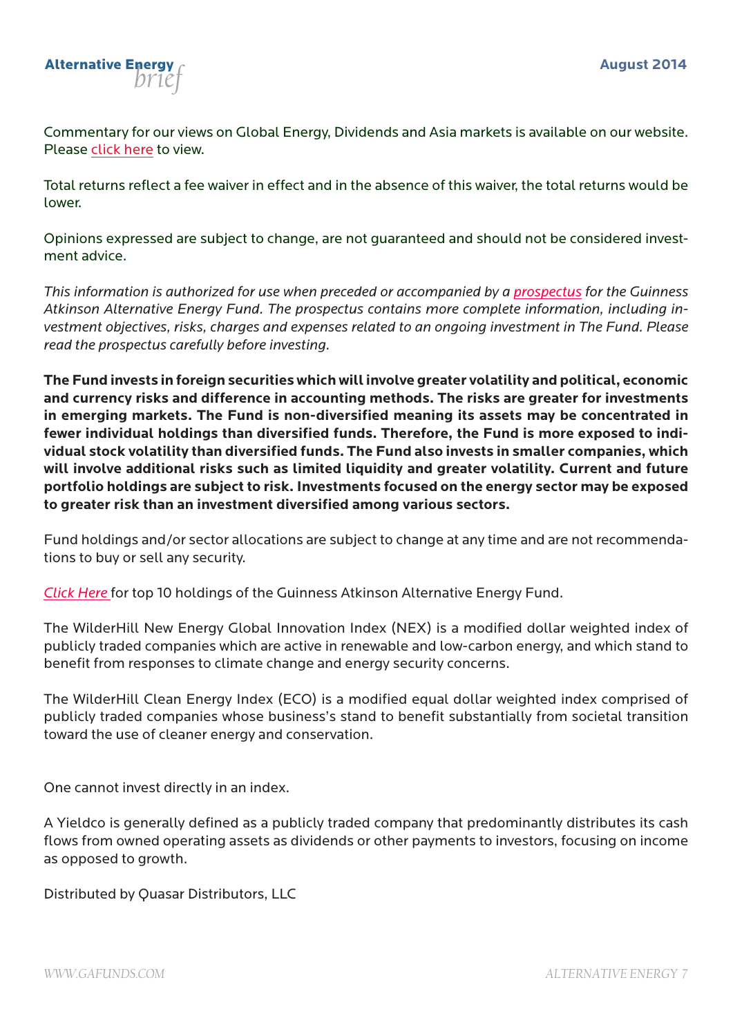Commentary for our views on Global Energy, Dividends and Asia markets is available on our website. Please click here to view.

Total returns reflect a fee waiver in effect and in the absence of this waiver, the total returns would be lower.

Opinions expressed are subject to change, are not guaranteed and should not be considered investment advice.

*This information is authorized for use when preceded or accompanied by a prospectus for the Guinness Atkinson Alternative Energy Fund. The prospectus contains more complete information, including investment objectives, risks, charges and expenses related to an ongoing investment in The Fund. Please read the prospectus carefully before investing.*

**The Fund invests in foreign securities which will involve greater volatility and political, economic and currency risks and difference in accounting methods. The risks are greater for investments in emerging markets. The Fund is non-diversified meaning its assets may be concentrated in fewer individual holdings than diversified funds. Therefore, the Fund is more exposed to individual stock volatility than diversified funds. The Fund also invests in smaller companies, which will involve additional risks such as limited liquidity and greater volatility. Current and future portfolio holdings are subject to risk. Investments focused on the energy sector may be exposed to greater risk than an investment diversified among various sectors.**

Fund holdings and/or sector allocations are subject to change at any time and are not recommendations to buy or sell any security.

*Click Here* for top 10 holdings of the Guinness Atkinson Alternative Energy Fund.

The WilderHill New Energy Global Innovation Index (NEX) is a modified dollar weighted index of publicly traded companies which are active in renewable and low-carbon energy, and which stand to benefit from responses to climate change and energy security concerns.

The WilderHill Clean Energy Index (ECO) is a modified equal dollar weighted index comprised of publicly traded companies whose business's stand to benefit substantially from societal transition toward the use of cleaner energy and conservation.

One cannot invest directly in an index.

A Yieldco is generally defined as a publicly traded company that predominantly distributes its cash flows from owned operating assets as dividends or other payments to investors, focusing on income as opposed to growth.

Distributed by Quasar Distributors, LLC